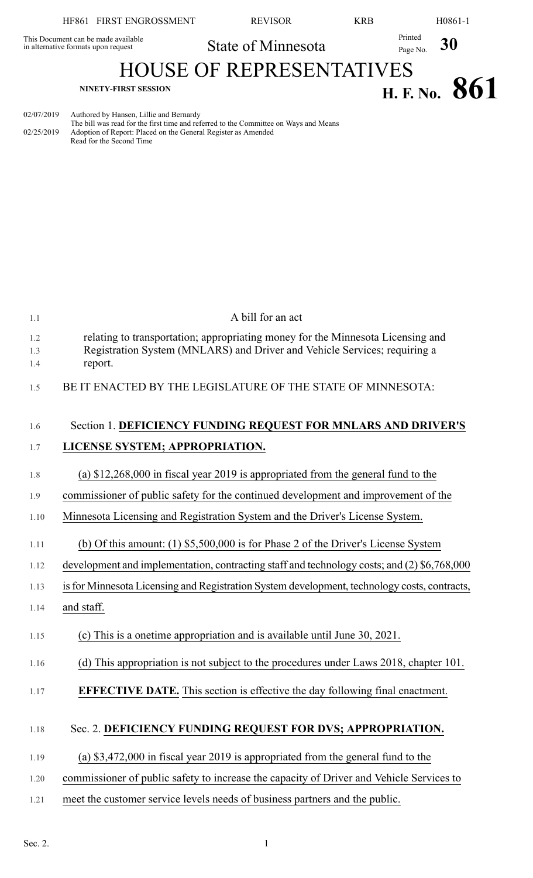This Document can be made available in alternative formats upon request

State of Minnesota

# HOUSE OF REPRESENTATIVES

NINETY-FIRST SESSION

**H. F. No. 861**

02/07/2019 Authored by Hansen, Lillie and Bernardy
The bill was read for the first time and referred to the Committee on Ways and Means
02/25/2019 Adoption of Report: Placed on the General Register as Amended
Read for the Second Time

A bill for an act

relating to transportation; appropriating money for the Minnesota Licensing and Registration System (MNLARS) and Driver and Vehicle Services; requiring a report.

BE IT ENACTED BY THE LEGISLATURE OF THE STATE OF MINNESOTA:

Section 1. **DEFICIENCY FUNDING REQUEST FOR MNLARS AND DRIVER'S LICENSE SYSTEM; APPROPRIATION.**

(a) $12,268,000 in fiscal year 2019 is appropriated from the general fund to the commissioner of public safety for the continued development and improvement of the Minnesota Licensing and Registration System and the Driver's License System.

(b) Of this amount: (1) $5,500,000 is for Phase 2 of the Driver's License System development and implementation, contracting staff and technology costs; and (2) $6,768,000 is for Minnesota Licensing and Registration System development, technology costs, contracts, and staff.

(c) This is a onetime appropriation and is available until June 30, 2021.

(d) This appropriation is not subject to the procedures under Laws 2018, chapter 101.

**EFFECTIVE DATE.** This section is effective the day following final enactment.

Sec. 2. **DEFICIENCY FUNDING REQUEST FOR DVS; APPROPRIATION.**

(a) $3,472,000 in fiscal year 2019 is appropriated from the general fund to the commissioner of public safety to increase the capacity of Driver and Vehicle Services to meet the customer service levels needs of business partners and the public.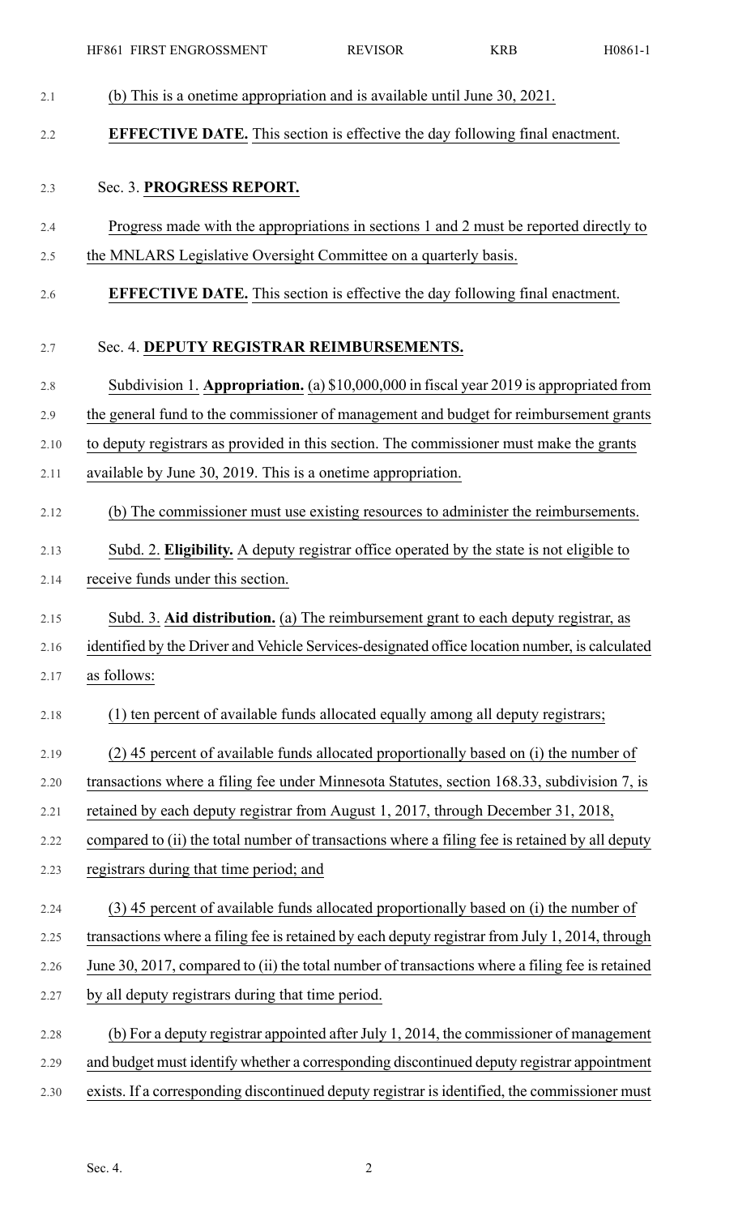(b) This is a onetime appropriation and is available until June 30, 2021.

**EFFECTIVE DATE.** This section is effective the day following final enactment.

Sec. 3. **PROGRESS REPORT.**

Progress made with the appropriations in sections 1 and 2 must be reported directly to the MNLARS Legislative Oversight Committee on a quarterly basis.

**EFFECTIVE DATE.** This section is effective the day following final enactment.

Sec. 4. **DEPUTY REGISTRAR REIMBURSEMENTS.**

Subdivision 1. **Appropriation.** (a) $10,000,000 in fiscal year 2019 is appropriated from the general fund to the commissioner of management and budget for reimbursement grants to deputy registrars as provided in this section. The commissioner must make the grants available by June 30, 2019. This is a onetime appropriation.

(b) The commissioner must use existing resources to administer the reimbursements.

Subd. 2. **Eligibility.** A deputy registrar office operated by the state is not eligible to receive funds under this section.

Subd. 3. **Aid distribution.** (a) The reimbursement grant to each deputy registrar, as identified by the Driver and Vehicle Services-designated office location number, is calculated as follows:

(1) ten percent of available funds allocated equally among all deputy registrars;

(2) 45 percent of available funds allocated proportionally based on (i) the number of transactions where a filing fee under Minnesota Statutes, section 168.33, subdivision 7, is retained by each deputy registrar from August 1, 2017, through December 31, 2018, compared to (ii) the total number of transactions where a filing fee is retained by all deputy registrars during that time period; and

(3) 45 percent of available funds allocated proportionally based on (i) the number of transactions where a filing fee is retained by each deputy registrar from July 1, 2014, through June 30, 2017, compared to (ii) the total number of transactions where a filing fee is retained by all deputy registrars during that time period.

(b) For a deputy registrar appointed after July 1, 2014, the commissioner of management and budget must identify whether a corresponding discontinued deputy registrar appointment exists. If a corresponding discontinued deputy registrar is identified, the commissioner must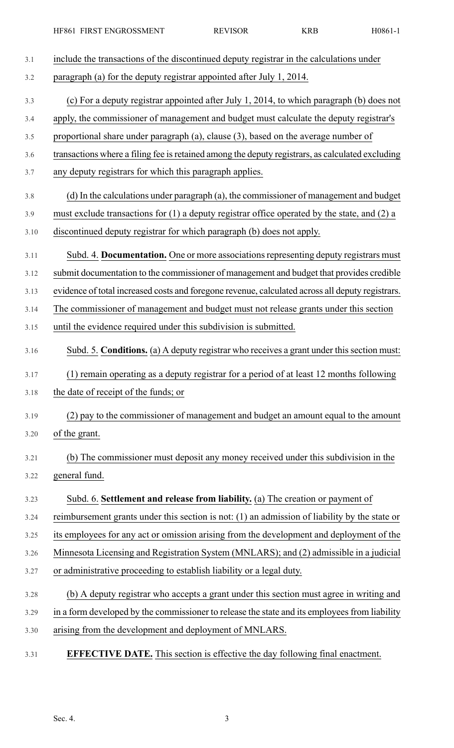include the transactions of the discontinued deputy registrar in the calculations under paragraph (a) for the deputy registrar appointed after July 1, 2014.

(c) For a deputy registrar appointed after July 1, 2014, to which paragraph (b) does not apply, the commissioner of management and budget must calculate the deputy registrar's proportional share under paragraph (a), clause (3), based on the average number of transactions where a filing fee is retained among the deputy registrars, as calculated excluding any deputy registrars for which this paragraph applies.

(d) In the calculations under paragraph (a), the commissioner of management and budget must exclude transactions for (1) a deputy registrar office operated by the state, and (2) a discontinued deputy registrar for which paragraph (b) does not apply.

Subd. 4. **Documentation.** One or more associations representing deputy registrars must submit documentation to the commissioner of management and budget that provides credible evidence of total increased costs and foregone revenue, calculated across all deputy registrars. The commissioner of management and budget must not release grants under this section until the evidence required under this subdivision is submitted.

Subd. 5. **Conditions.** (a) A deputy registrar who receives a grant under this section must:

(1) remain operating as a deputy registrar for a period of at least 12 months following the date of receipt of the funds; or

(2) pay to the commissioner of management and budget an amount equal to the amount of the grant.

(b) The commissioner must deposit any money received under this subdivision in the general fund.

Subd. 6. **Settlement and release from liability.** (a) The creation or payment of reimbursement grants under this section is not: (1) an admission of liability by the state or its employees for any act or omission arising from the development and deployment of the Minnesota Licensing and Registration System (MNLARS); and (2) admissible in a judicial or administrative proceeding to establish liability or a legal duty.

(b) A deputy registrar who accepts a grant under this section must agree in writing and in a form developed by the commissioner to release the state and its employees from liability arising from the development and deployment of MNLARS.

**EFFECTIVE DATE.** This section is effective the day following final enactment.